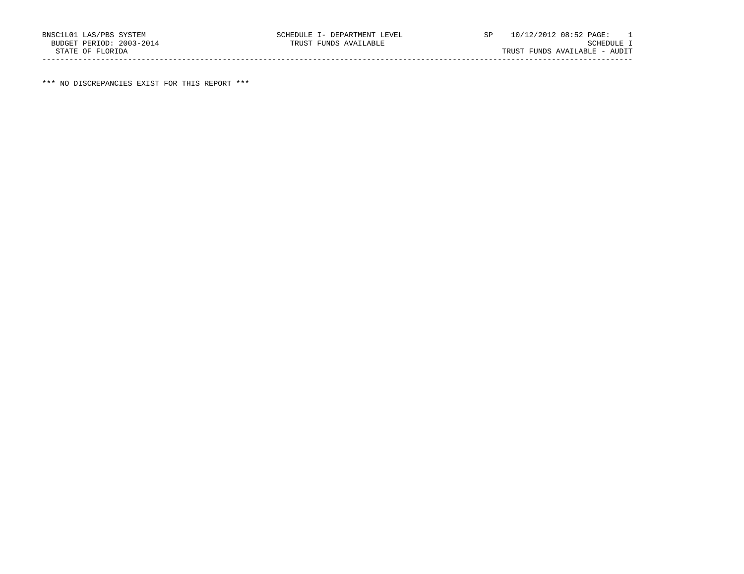BNSC1L01 LAS/PBS SYSTEM SCHEDULE I- DEPARTMENT LEVEL SP 10/12/2012 08:52 PAGE: 1
BUDGET PERIOD: 2003-2014 TRUST FUNDS AVAILABLE SCHEDULE I
STATE OF FLORIDA TRUST FUNDS AVAILABLE - AUDIT

---

*** NO DISCREPANCIES EXIST FOR THIS REPORT ***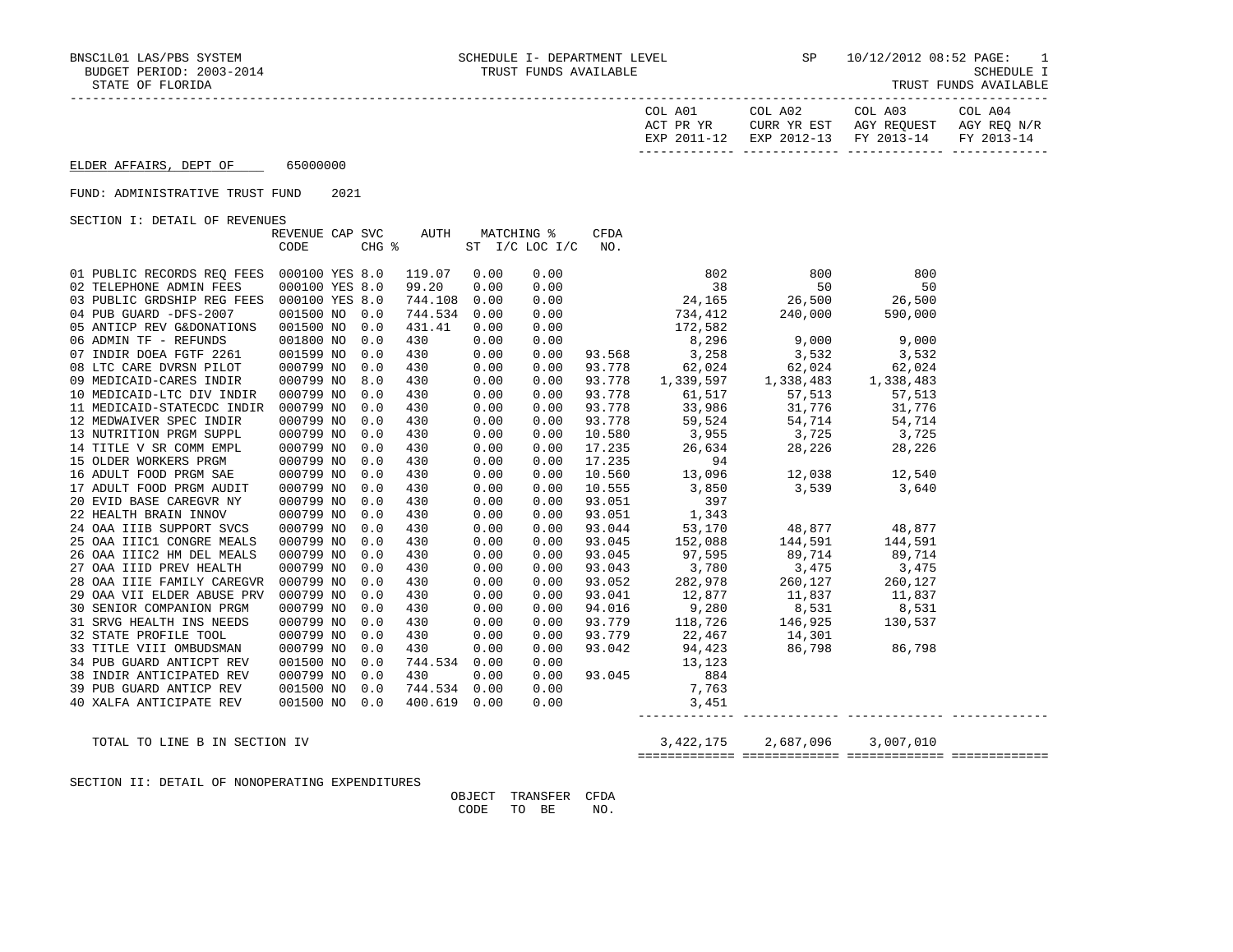BNSC1L01 LAS/PBS SYSTEM — SCHEDULE I- DEPARTMENT LEVEL — TRUST FUNDS AVAILABLE — SP 10/12/2012 08:52 PAGE: 1

BUDGET PERIOD: 2003-2014 — SCHEDULE I

STATE OF FLORIDA — TRUST FUNDS AVAILABLE

**ELDER AFFAIRS, DEPT OF** 65000000

FUND: ADMINISTRATIVE TRUST FUND 2021

SECTION I: DETAIL OF REVENUES

| | REVENUE CODE | CAP | SVC CHG % | AUTH | MATCHING % ST | I/C LOC I/C | CFDA NO. | COL A01 ACT PR YR EXP 2011-12 | COL A02 CURR YR EST EXP 2012-13 | COL A03 AGY REQUEST FY 2013-14 | COL A04 AGY REQ N/R FY 2013-14 |
|---|---|---|---|---|---|---|---|---|---|---|---|
| 01 PUBLIC RECORDS REQ FEES | 000100 | YES | 8.0 | 119.07 | 0.00 | 0.00 | | 802 | 800 | 800 | |
| 02 TELEPHONE ADMIN FEES | 000100 | YES | 8.0 | 99.20 | 0.00 | 0.00 | | 38 | 50 | 50 | |
| 03 PUBLIC GRDSHIP REG FEES | 000100 | YES | 8.0 | 744.108 | 0.00 | 0.00 | | 24,165 | 26,500 | 26,500 | |
| 04 PUB GUARD -DFS-2007 | 001500 | NO | 0.0 | 744.534 | 0.00 | 0.00 | | 734,412 | 240,000 | 590,000 | |
| 05 ANTICP REV G&DONATIONS | 001500 | NO | 0.0 | 431.41 | 0.00 | 0.00 | | 172,582 | | | |
| 06 ADMIN TF - REFUNDS | 001800 | NO | 0.0 | 430 | 0.00 | 0.00 | | 8,296 | 9,000 | 9,000 | |
| 07 INDIR DOEA FGTF 2261 | 001599 | NO | 0.0 | 430 | 0.00 | 0.00 | 93.568 | 3,258 | 3,532 | 3,532 | |
| 08 LTC CARE DVRSN PILOT | 000799 | NO | 0.0 | 430 | 0.00 | 0.00 | 93.778 | 62,024 | 62,024 | 62,024 | |
| 09 MEDICAID-CARES INDIR | 000799 | NO | 8.0 | 430 | 0.00 | 0.00 | 93.778 | 1,339,597 | 1,338,483 | 1,338,483 | |
| 10 MEDICAID-LTC DIV INDIR | 000799 | NO | 0.0 | 430 | 0.00 | 0.00 | 93.778 | 61,517 | 57,513 | 57,513 | |
| 11 MEDICAID-STATECDC INDIR | 000799 | NO | 0.0 | 430 | 0.00 | 0.00 | 93.778 | 33,986 | 31,776 | 31,776 | |
| 12 MEDWAIVER SPEC INDIR | 000799 | NO | 0.0 | 430 | 0.00 | 0.00 | 93.778 | 59,524 | 54,714 | 54,714 | |
| 13 NUTRITION PRGM SUPPL | 000799 | NO | 0.0 | 430 | 0.00 | 0.00 | 10.580 | 3,955 | 3,725 | 3,725 | |
| 14 TITLE V SR COMM EMPL | 000799 | NO | 0.0 | 430 | 0.00 | 0.00 | 17.235 | 26,634 | 28,226 | 28,226 | |
| 15 OLDER WORKERS PRGM | 000799 | NO | 0.0 | 430 | 0.00 | 0.00 | 17.235 | 94 | | | |
| 16 ADULT FOOD PRGM SAE | 000799 | NO | 0.0 | 430 | 0.00 | 0.00 | 10.560 | 13,096 | 12,038 | 12,540 | |
| 17 ADULT FOOD PRGM AUDIT | 000799 | NO | 0.0 | 430 | 0.00 | 0.00 | 10.555 | 3,850 | 3,539 | 3,640 | |
| 20 EVID BASE CAREGVR NY | 000799 | NO | 0.0 | 430 | 0.00 | 0.00 | 93.051 | 397 | | | |
| 22 HEALTH BRAIN INNOV | 000799 | NO | 0.0 | 430 | 0.00 | 0.00 | 93.051 | 1,343 | | | |
| 24 OAA IIIB SUPPORT SVCS | 000799 | NO | 0.0 | 430 | 0.00 | 0.00 | 93.044 | 53,170 | 48,877 | 48,877 | |
| 25 OAA IIIC1 CONGRE MEALS | 000799 | NO | 0.0 | 430 | 0.00 | 0.00 | 93.045 | 152,088 | 144,591 | 144,591 | |
| 26 OAA IIIC2 HM DEL MEALS | 000799 | NO | 0.0 | 430 | 0.00 | 0.00 | 93.045 | 97,595 | 89,714 | 89,714 | |
| 27 OAA IIID PREV HEALTH | 000799 | NO | 0.0 | 430 | 0.00 | 0.00 | 93.043 | 3,780 | 3,475 | 3,475 | |
| 28 OAA IIIE FAMILY CAREGVR | 000799 | NO | 0.0 | 430 | 0.00 | 0.00 | 93.052 | 282,978 | 260,127 | 260,127 | |
| 29 OAA VII ELDER ABUSE PRV | 000799 | NO | 0.0 | 430 | 0.00 | 0.00 | 93.041 | 12,877 | 11,837 | 11,837 | |
| 30 SENIOR COMPANION PRGM | 000799 | NO | 0.0 | 430 | 0.00 | 0.00 | 94.016 | 9,280 | 8,531 | 8,531 | |
| 31 SRVG HEALTH INS NEEDS | 000799 | NO | 0.0 | 430 | 0.00 | 0.00 | 93.779 | 118,726 | 146,925 | 130,537 | |
| 32 STATE PROFILE TOOL | 000799 | NO | 0.0 | 430 | 0.00 | 0.00 | 93.779 | 22,467 | 14,301 | | |
| 33 TITLE VIII OMBUDSMAN | 000799 | NO | 0.0 | 430 | 0.00 | 0.00 | 93.042 | 94,423 | 86,798 | 86,798 | |
| 34 PUB GUARD ANTICPT REV | 001500 | NO | 0.0 | 744.534 | 0.00 | 0.00 | | 13,123 | | | |
| 38 INDIR ANTICIPATED REV | 000799 | NO | 0.0 | 430 | 0.00 | 0.00 | 93.045 | 884 | | | |
| 39 PUB GUARD ANTICP REV | 001500 | NO | 0.0 | 744.534 | 0.00 | 0.00 | | 7,763 | | | |
| 40 XALFA ANTICIPATE REV | 001500 | NO | 0.0 | 400.619 | 0.00 | 0.00 | | 3,451 | | | |
| TOTAL TO LINE B IN SECTION IV | | | | | | | | 3,422,175 | 2,687,096 | 3,007,010 | |

SECTION II: DETAIL OF NONOPERATING EXPENDITURES

| | OBJECT CODE | TRANSFER TO BE | CFDA NO. |
|---|---|---|---|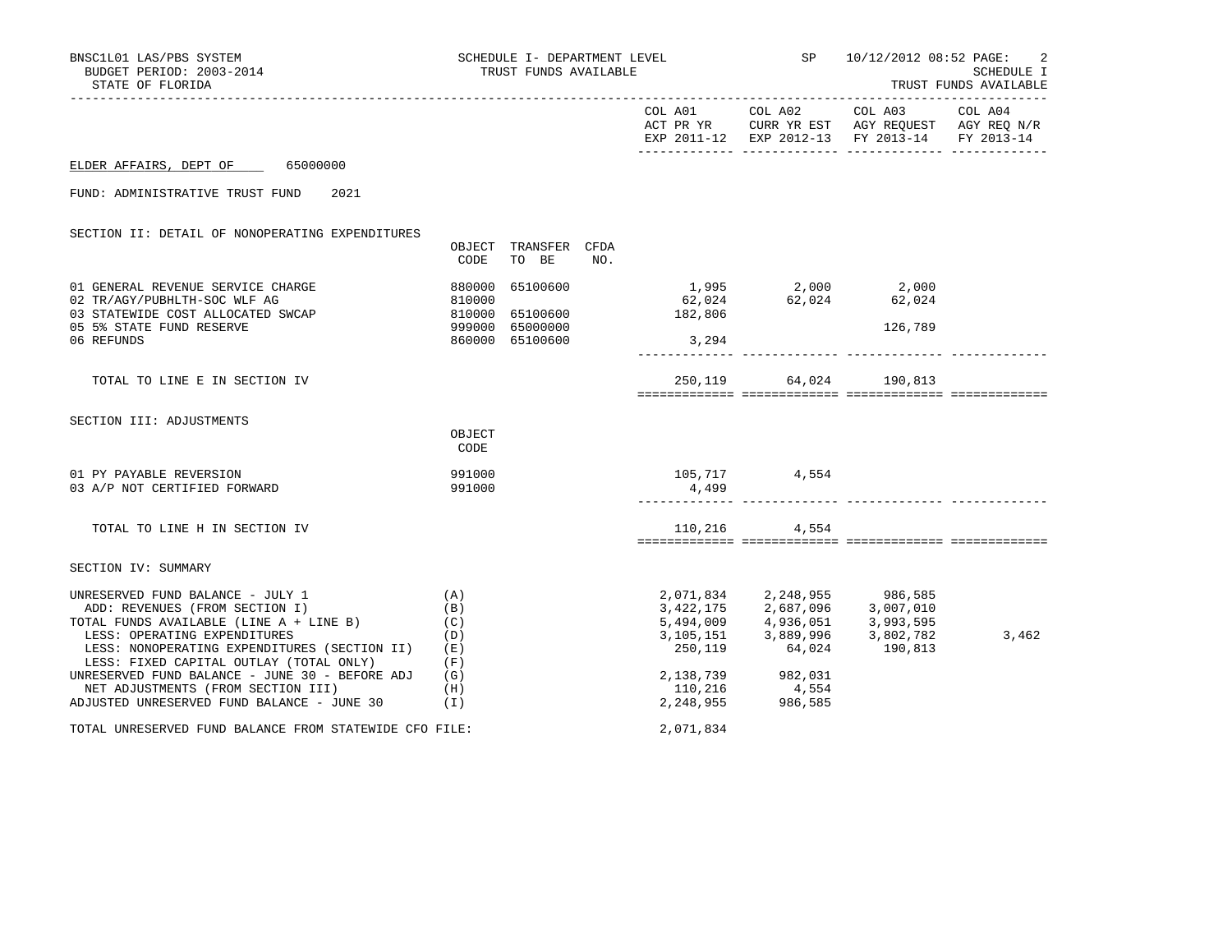BNSC1L01 LAS/PBS SYSTEM — SCHEDULE I- DEPARTMENT LEVEL — TRUST FUNDS AVAILABLE — SP 10/12/2012 08:52 PAGE: 2

BUDGET PERIOD: 2003-2014 — SCHEDULE I

STATE OF FLORIDA — TRUST FUNDS AVAILABLE

ELDER AFFAIRS, DEPT OF 65000000

FUND: ADMINISTRATIVE TRUST FUND 2021

## SECTION II: DETAIL OF NONOPERATING EXPENDITURES

| | OBJECT CODE | TRANSFER TO BE | CFDA NO. | COL A01 ACT PR YR EXP 2011-12 | COL A02 CURR YR EST EXP 2012-13 | COL A03 AGY REQUEST FY 2013-14 | COL A04 AGY REQ N/R FY 2013-14 |
|---|---|---|---|---|---|---|---|
| 01 GENERAL REVENUE SERVICE CHARGE | 880000 | 65100600 | | 1,995 | 2,000 | 2,000 | |
| 02 TR/AGY/PUBHLTH-SOC WLF AG | 810000 | | | 62,024 | 62,024 | 62,024 | |
| 03 STATEWIDE COST ALLOCATED SWCAP | 810000 | 65100600 | | 182,806 | | | |
| 05 5% STATE FUND RESERVE | 999000 | 65000000 | | | | 126,789 | |
| 06 REFUNDS | 860000 | 65100600 | | 3,294 | | | |
| TOTAL TO LINE E IN SECTION IV | | | | 250,119 | 64,024 | 190,813 | |

## SECTION III: ADJUSTMENTS

| | OBJECT CODE | COL A01 | COL A02 | COL A03 | COL A04 |
|---|---|---|---|---|---|
| 01 PY PAYABLE REVERSION | 991000 | 105,717 | 4,554 | | |
| 03 A/P NOT CERTIFIED FORWARD | 991000 | 4,499 | | | |
| TOTAL TO LINE H IN SECTION IV | | 110,216 | 4,554 | | |

## SECTION IV: SUMMARY

| | | COL A01 | COL A02 | COL A03 | COL A04 |
|---|---|---|---|---|---|
| UNRESERVED FUND BALANCE - JULY 1 | (A) | 2,071,834 | 2,248,955 | 986,585 | |
| ADD: REVENUES (FROM SECTION I) | (B) | 3,422,175 | 2,687,096 | 3,007,010 | |
| TOTAL FUNDS AVAILABLE (LINE A + LINE B) | (C) | 5,494,009 | 4,936,051 | 3,993,595 | |
| LESS: OPERATING EXPENDITURES | (D) | 3,105,151 | 3,889,996 | 3,802,782 | 3,462 |
| LESS: NONOPERATING EXPENDITURES (SECTION II) | (E) | 250,119 | 64,024 | 190,813 | |
| LESS: FIXED CAPITAL OUTLAY (TOTAL ONLY) | (F) | | | | |
| UNRESERVED FUND BALANCE - JUNE 30 - BEFORE ADJ | (G) | 2,138,739 | 982,031 | | |
| NET ADJUSTMENTS (FROM SECTION III) | (H) | 110,216 | 4,554 | | |
| ADJUSTED UNRESERVED FUND BALANCE - JUNE 30 | (I) | 2,248,955 | 986,585 | | |
| TOTAL UNRESERVED FUND BALANCE FROM STATEWIDE CFO FILE: | | 2,071,834 | | | |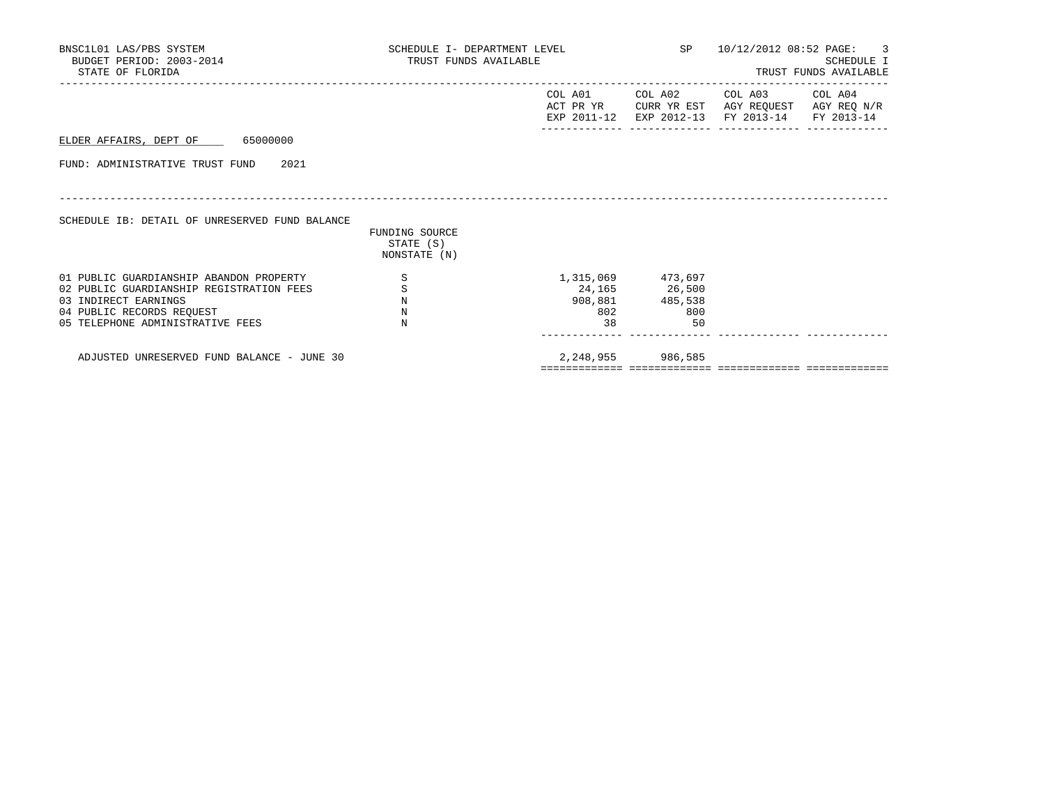BNSC1L01 LAS/PBS SYSTEM — SCHEDULE I- DEPARTMENT LEVEL — SP — 10/12/2012 08:52

BUDGET PERIOD: 2003-2014 — TRUST FUNDS AVAILABLE — SCHEDULE I

STATE OF FLORIDA — TRUST FUNDS AVAILABLE

ELDER AFFAIRS, DEPT OF    65000000

FUND: ADMINISTRATIVE TRUST FUND    2021

SCHEDULE IB: DETAIL OF UNRESERVED FUND BALANCE

| | FUNDING SOURCE STATE (S) NONSTATE (N) | COL A01 ACT PR YR EXP 2011-12 | COL A02 CURR YR EST EXP 2012-13 | COL A03 AGY REQUEST FY 2013-14 | COL A04 AGY REQ N/R FY 2013-14 |
|---|---|---|---|---|---|
| 01 PUBLIC GUARDIANSHIP ABANDON PROPERTY | S | 1,315,069 | 473,697 | | |
| 02 PUBLIC GUARDIANSHIP REGISTRATION FEES | S | 24,165 | 26,500 | | |
| 03 INDIRECT EARNINGS | N | 908,881 | 485,538 | | |
| 04 PUBLIC RECORDS REQUEST | N | 802 | 800 | | |
| 05 TELEPHONE ADMINISTRATIVE FEES | N | 38 | 50 | | |
| ADJUSTED UNRESERVED FUND BALANCE - JUNE 30 | | 2,248,955 | 986,585 | | |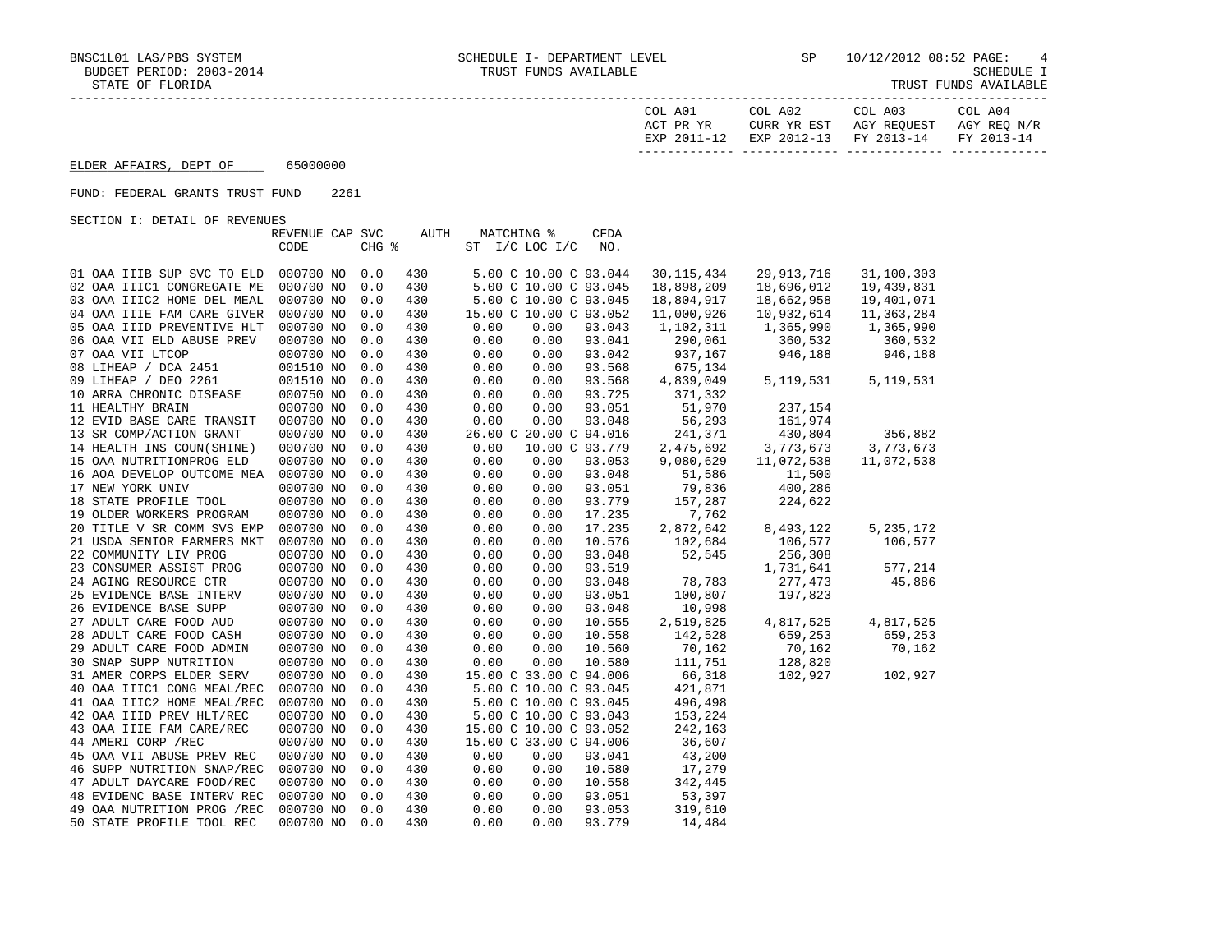BNSC1L01 LAS/PBS SYSTEM — SCHEDULE I- DEPARTMENT LEVEL — SP 10/12/2012 08:52 PAGE: 4
BUDGET PERIOD: 2003-2014 — TRUST FUNDS AVAILABLE — SCHEDULE I
STATE OF FLORIDA — TRUST FUNDS AVAILABLE

ELDER AFFAIRS, DEPT OF 65000000

FUND: FEDERAL GRANTS TRUST FUND 2261

SECTION I: DETAIL OF REVENUES

| | REVENUE CODE | CAP | SVC CHG % | AUTH | MATCHING % ST I/C | LOC I/C | CFDA NO. | COL A01 ACT PR YR EXP 2011-12 | COL A02 CURR YR EST EXP 2012-13 | COL A03 AGY REQUEST FY 2013-14 | COL A04 AGY REQ N/R FY 2013-14 |
|---|---|---|---|---|---|---|---|---|---|---|---|
| 01 OAA IIIB SUP SVC TO ELD | 000700 | NO | 0.0 | 430 | 5.00 C | 10.00 C | 93.044 | 30,115,434 | 29,913,716 | 31,100,303 | |
| 02 OAA IIIC1 CONGREGATE ME | 000700 | NO | 0.0 | 430 | 5.00 C | 10.00 C | 93.045 | 18,898,209 | 18,696,012 | 19,439,831 | |
| 03 OAA IIIC2 HOME DEL MEAL | 000700 | NO | 0.0 | 430 | 5.00 C | 10.00 C | 93.045 | 18,804,917 | 18,662,958 | 19,401,071 | |
| 04 OAA IIIE FAM CARE GIVER | 000700 | NO | 0.0 | 430 | 15.00 C | 10.00 C | 93.052 | 11,000,926 | 10,932,614 | 11,363,284 | |
| 05 OAA IIID PREVENTIVE HLT | 000700 | NO | 0.0 | 430 | 0.00 | 0.00 | 93.043 | 1,102,311 | 1,365,990 | 1,365,990 | |
| 06 OAA VII ELD ABUSE PREV | 000700 | NO | 0.0 | 430 | 0.00 | 0.00 | 93.041 | 290,061 | 360,532 | 360,532 | |
| 07 OAA VII LTCOP | 000700 | NO | 0.0 | 430 | 0.00 | 0.00 | 93.042 | 937,167 | 946,188 | 946,188 | |
| 08 LIHEAP / DCA 2451 | 001510 | NO | 0.0 | 430 | 0.00 | 0.00 | 93.568 | 675,134 | | | |
| 09 LIHEAP / DEO 2261 | 001510 | NO | 0.0 | 430 | 0.00 | 0.00 | 93.568 | 4,839,049 | 5,119,531 | 5,119,531 | |
| 10 ARRA CHRONIC DISEASE | 000750 | NO | 0.0 | 430 | 0.00 | 0.00 | 93.725 | 371,332 | | | |
| 11 HEALTHY BRAIN | 000700 | NO | 0.0 | 430 | 0.00 | 0.00 | 93.051 | 51,970 | 237,154 | | |
| 12 EVID BASE CARE TRANSIT | 000700 | NO | 0.0 | 430 | 0.00 | 0.00 | 93.048 | 56,293 | 161,974 | | |
| 13 SR COMP/ACTION GRANT | 000700 | NO | 0.0 | 430 | 26.00 C | 20.00 C | 94.016 | 241,371 | 430,804 | 356,882 | |
| 14 HEALTH INS COUN(SHINE) | 000700 | NO | 0.0 | 430 | 0.00 | 10.00 C | 93.779 | 2,475,692 | 3,773,673 | 3,773,673 | |
| 15 OAA NUTRITIONPROG ELD | 000700 | NO | 0.0 | 430 | 0.00 | 0.00 | 93.053 | 9,080,629 | 11,072,538 | 11,072,538 | |
| 16 AOA DEVELOP OUTCOME MEA | 000700 | NO | 0.0 | 430 | 0.00 | 0.00 | 93.048 | 51,586 | 11,500 | | |
| 17 NEW YORK UNIV | 000700 | NO | 0.0 | 430 | 0.00 | 0.00 | 93.051 | 79,836 | 400,286 | | |
| 18 STATE PROFILE TOOL | 000700 | NO | 0.0 | 430 | 0.00 | 0.00 | 93.779 | 157,287 | 224,622 | | |
| 19 OLDER WORKERS PROGRAM | 000700 | NO | 0.0 | 430 | 0.00 | 0.00 | 17.235 | 7,762 | | | |
| 20 TITLE V SR COMM SVS EMP | 000700 | NO | 0.0 | 430 | 0.00 | 0.00 | 17.235 | 2,872,642 | 8,493,122 | 5,235,172 | |
| 21 USDA SENIOR FARMERS MKT | 000700 | NO | 0.0 | 430 | 0.00 | 0.00 | 10.576 | 102,684 | 106,577 | 106,577 | |
| 22 COMMUNITY LIV PROG | 000700 | NO | 0.0 | 430 | 0.00 | 0.00 | 93.048 | 52,545 | 256,308 | | |
| 23 CONSUMER ASSIST PROG | 000700 | NO | 0.0 | 430 | 0.00 | 0.00 | 93.519 | | 1,731,641 | 577,214 | |
| 24 AGING RESOURCE CTR | 000700 | NO | 0.0 | 430 | 0.00 | 0.00 | 93.048 | 78,783 | 277,473 | 45,886 | |
| 25 EVIDENCE BASE INTERV | 000700 | NO | 0.0 | 430 | 0.00 | 0.00 | 93.051 | 100,807 | 197,823 | | |
| 26 EVIDENCE BASE SUPP | 000700 | NO | 0.0 | 430 | 0.00 | 0.00 | 93.048 | 10,998 | | | |
| 27 ADULT CARE FOOD AUD | 000700 | NO | 0.0 | 430 | 0.00 | 0.00 | 10.555 | 2,519,825 | 4,817,525 | 4,817,525 | |
| 28 ADULT CARE FOOD CASH | 000700 | NO | 0.0 | 430 | 0.00 | 0.00 | 10.558 | 142,528 | 659,253 | 659,253 | |
| 29 ADULT CARE FOOD ADMIN | 000700 | NO | 0.0 | 430 | 0.00 | 0.00 | 10.560 | 70,162 | 70,162 | 70,162 | |
| 30 SNAP SUPP NUTRITION | 000700 | NO | 0.0 | 430 | 0.00 | 0.00 | 10.580 | 111,751 | 128,820 | | |
| 31 AMER CORPS ELDER SERV | 000700 | NO | 0.0 | 430 | 15.00 C | 33.00 C | 94.006 | 66,318 | 102,927 | 102,927 | |
| 40 OAA IIIC1 CONG MEAL/REC | 000700 | NO | 0.0 | 430 | 5.00 C | 10.00 C | 93.045 | 421,871 | | | |
| 41 OAA IIIC2 HOME MEAL/REC | 000700 | NO | 0.0 | 430 | 5.00 C | 10.00 C | 93.045 | 496,498 | | | |
| 42 OAA IIID PREV HLT/REC | 000700 | NO | 0.0 | 430 | 5.00 C | 10.00 C | 93.043 | 153,224 | | | |
| 43 OAA IIIE FAM CARE/REC | 000700 | NO | 0.0 | 430 | 15.00 C | 10.00 C | 93.052 | 242,163 | | | |
| 44 AMERI CORP /REC | 000700 | NO | 0.0 | 430 | 15.00 C | 33.00 C | 94.006 | 36,607 | | | |
| 45 OAA VII ABUSE PREV REC | 000700 | NO | 0.0 | 430 | 0.00 | 0.00 | 93.041 | 43,200 | | | |
| 46 SUPP NUTRITION SNAP/REC | 000700 | NO | 0.0 | 430 | 0.00 | 0.00 | 10.580 | 17,279 | | | |
| 47 ADULT DAYCARE FOOD/REC | 000700 | NO | 0.0 | 430 | 0.00 | 0.00 | 10.558 | 342,445 | | | |
| 48 EVIDENC BASE INTERV REC | 000700 | NO | 0.0 | 430 | 0.00 | 0.00 | 93.051 | 53,397 | | | |
| 49 OAA NUTRITION PROG /REC | 000700 | NO | 0.0 | 430 | 0.00 | 0.00 | 93.053 | 319,610 | | | |
| 50 STATE PROFILE TOOL REC | 000700 | NO | 0.0 | 430 | 0.00 | 0.00 | 93.779 | 14,484 | | | |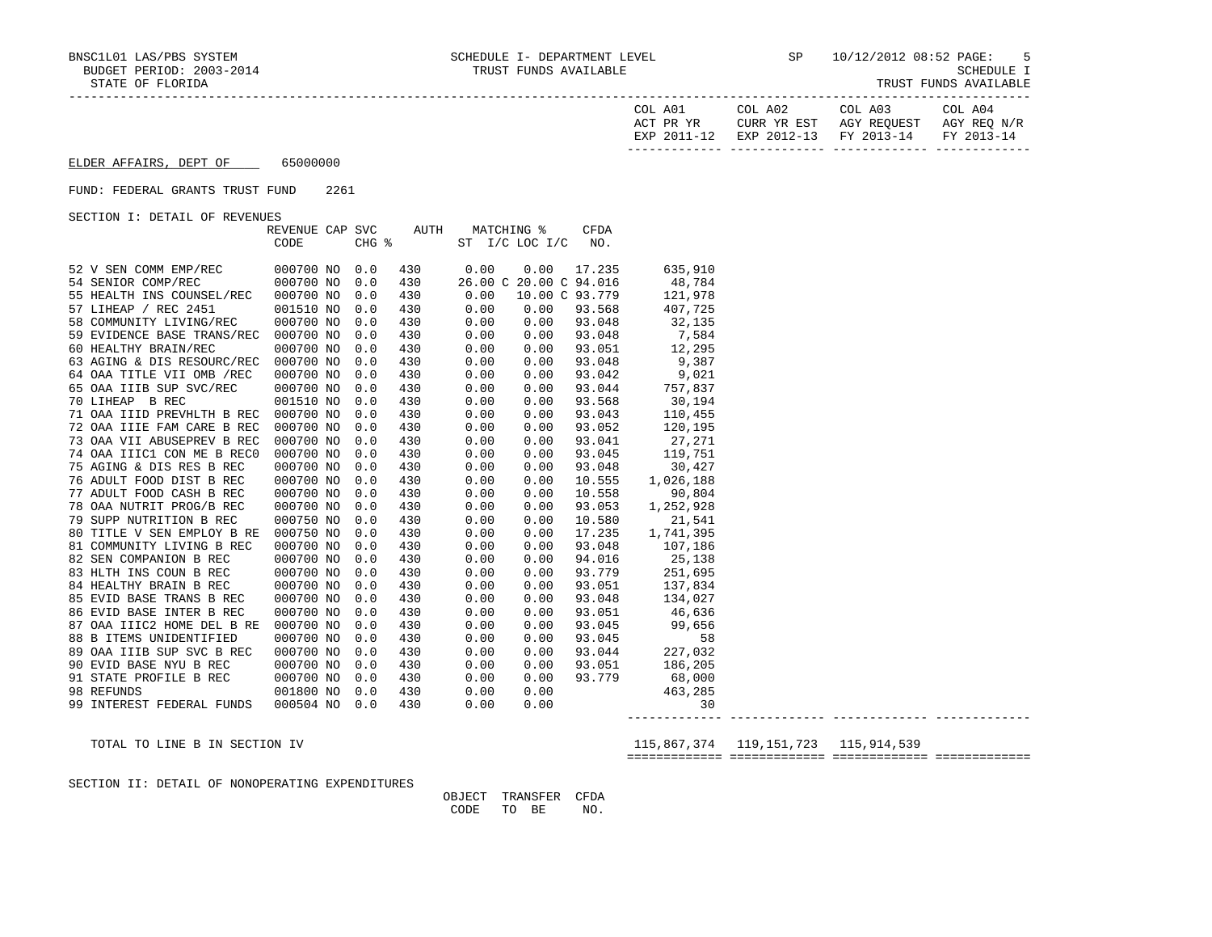BNSC1L01 LAS/PBS SYSTEM — SCHEDULE I- DEPARTMENT LEVEL — TRUST FUNDS AVAILABLE — SP 10/12/2012 08:52 PAGE: 5
BUDGET PERIOD: 2003-2014 — SCHEDULE I
STATE OF FLORIDA — TRUST FUNDS AVAILABLE

ELDER AFFAIRS, DEPT OF 65000000

FUND: FEDERAL GRANTS TRUST FUND 2261

SECTION I: DETAIL OF REVENUES

| | REVENUE CODE | CAP | SVC CHG % | AUTH | MATCHING % ST I/C | LOC I/C | CFDA NO. | COL A01 ACT PR YR EXP 2011-12 | COL A02 CURR YR EST EXP 2012-13 | COL A03 AGY REQUEST FY 2013-14 | COL A04 AGY REQ N/R FY 2013-14 |
|---|---|---|---|---|---|---|---|---|---|---|---|
| 52 V SEN COMM EMP/REC | 000700 | NO | 0.0 | 430 | 0.00 | 0.00 | 17.235 | 635,910 | | | |
| 54 SENIOR COMP/REC | 000700 | NO | 0.0 | 430 | 26.00 C | 20.00 C | 94.016 | 48,784 | | | |
| 55 HEALTH INS COUNSEL/REC | 000700 | NO | 0.0 | 430 | 0.00 | 10.00 C | 93.779 | 121,978 | | | |
| 57 LIHEAP / REC 2451 | 001510 | NO | 0.0 | 430 | 0.00 | 0.00 | 93.568 | 407,725 | | | |
| 58 COMMUNITY LIVING/REC | 000700 | NO | 0.0 | 430 | 0.00 | 0.00 | 93.048 | 32,135 | | | |
| 59 EVIDENCE BASE TRANS/REC | 000700 | NO | 0.0 | 430 | 0.00 | 0.00 | 93.048 | 7,584 | | | |
| 60 HEALTHY BRAIN/REC | 000700 | NO | 0.0 | 430 | 0.00 | 0.00 | 93.051 | 12,295 | | | |
| 63 AGING & DIS RESOURC/REC | 000700 | NO | 0.0 | 430 | 0.00 | 0.00 | 93.048 | 9,387 | | | |
| 64 OAA TITLE VII OMB /REC | 000700 | NO | 0.0 | 430 | 0.00 | 0.00 | 93.042 | 9,021 | | | |
| 65 OAA IIIB SUP SVC/REC | 000700 | NO | 0.0 | 430 | 0.00 | 0.00 | 93.044 | 757,837 | | | |
| 70 LIHEAP B REC | 001510 | NO | 0.0 | 430 | 0.00 | 0.00 | 93.568 | 30,194 | | | |
| 71 OAA IIID PREVHLTH B REC | 000700 | NO | 0.0 | 430 | 0.00 | 0.00 | 93.043 | 110,455 | | | |
| 72 OAA IIIE FAM CARE B REC | 000700 | NO | 0.0 | 430 | 0.00 | 0.00 | 93.052 | 120,195 | | | |
| 73 OAA VII ABUSEPREV B REC | 000700 | NO | 0.0 | 430 | 0.00 | 0.00 | 93.041 | 27,271 | | | |
| 74 OAA IIIC1 CON ME B REC0 | 000700 | NO | 0.0 | 430 | 0.00 | 0.00 | 93.045 | 119,751 | | | |
| 75 AGING & DIS RES B REC | 000700 | NO | 0.0 | 430 | 0.00 | 0.00 | 93.048 | 30,427 | | | |
| 76 ADULT FOOD DIST B REC | 000700 | NO | 0.0 | 430 | 0.00 | 0.00 | 10.555 | 1,026,188 | | | |
| 77 ADULT FOOD CASH B REC | 000700 | NO | 0.0 | 430 | 0.00 | 0.00 | 10.558 | 90,804 | | | |
| 78 OAA NUTRIT PROG/B REC | 000700 | NO | 0.0 | 430 | 0.00 | 0.00 | 93.053 | 1,252,928 | | | |
| 79 SUPP NUTRITION B REC | 000750 | NO | 0.0 | 430 | 0.00 | 0.00 | 10.580 | 21,541 | | | |
| 80 TITLE V SEN EMPLOY B RE | 000750 | NO | 0.0 | 430 | 0.00 | 0.00 | 17.235 | 1,741,395 | | | |
| 81 COMMUNITY LIVING B REC | 000700 | NO | 0.0 | 430 | 0.00 | 0.00 | 93.048 | 107,186 | | | |
| 82 SEN COMPANION B REC | 000700 | NO | 0.0 | 430 | 0.00 | 0.00 | 94.016 | 25,138 | | | |
| 83 HLTH INS COUN B REC | 000700 | NO | 0.0 | 430 | 0.00 | 0.00 | 93.779 | 251,695 | | | |
| 84 HEALTHY BRAIN B REC | 000700 | NO | 0.0 | 430 | 0.00 | 0.00 | 93.051 | 137,834 | | | |
| 85 EVID BASE TRANS B REC | 000700 | NO | 0.0 | 430 | 0.00 | 0.00 | 93.048 | 134,027 | | | |
| 86 EVID BASE INTER B REC | 000700 | NO | 0.0 | 430 | 0.00 | 0.00 | 93.051 | 46,636 | | | |
| 87 OAA IIIC2 HOME DEL B RE | 000700 | NO | 0.0 | 430 | 0.00 | 0.00 | 93.045 | 99,656 | | | |
| 88 B ITEMS UNIDENTIFIED | 000700 | NO | 0.0 | 430 | 0.00 | 0.00 | 93.045 | 58 | | | |
| 89 OAA IIIB SUP SVC B REC | 000700 | NO | 0.0 | 430 | 0.00 | 0.00 | 93.044 | 227,032 | | | |
| 90 EVID BASE NYU B REC | 000700 | NO | 0.0 | 430 | 0.00 | 0.00 | 93.051 | 186,205 | | | |
| 91 STATE PROFILE B REC | 000700 | NO | 0.0 | 430 | 0.00 | 0.00 | 93.779 | 68,000 | | | |
| 98 REFUNDS | 001800 | NO | 0.0 | 430 | 0.00 | 0.00 | | 463,285 | | | |
| 99 INTEREST FEDERAL FUNDS | 000504 | NO | 0.0 | 430 | 0.00 | 0.00 | | 30 | | | |
| TOTAL TO LINE B IN SECTION IV | | | | | | | | 115,867,374 | 119,151,723 | 115,914,539 | |

SECTION II: DETAIL OF NONOPERATING EXPENDITURES

| | OBJECT CODE | TRANSFER TO BE | CFDA NO. |
|---|---|---|---|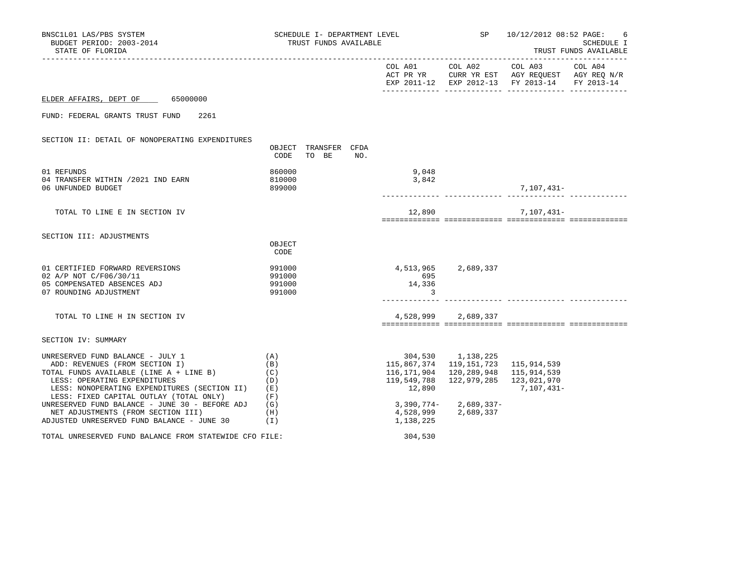BNSC1L01 LAS/PBS SYSTEM — SCHEDULE I- DEPARTMENT LEVEL — SP 10/12/2012 08:52 PAGE: 6
BUDGET PERIOD: 2003-2014 — TRUST FUNDS AVAILABLE — SCHEDULE I
STATE OF FLORIDA — TRUST FUNDS AVAILABLE

ELDER AFFAIRS, DEPT OF 65000000

FUND: FEDERAL GRANTS TRUST FUND 2261

## SECTION II: DETAIL OF NONOPERATING EXPENDITURES

| | OBJECT CODE | TRANSFER TO BE | CFDA NO. | COL A01 ACT PR YR EXP 2011-12 | COL A02 CURR YR EST EXP 2012-13 | COL A03 AGY REQUEST FY 2013-14 | COL A04 AGY REQ N/R FY 2013-14 |
|---|---|---|---|---|---|---|---|
| 01 REFUNDS | 860000 | | | 9,048 | | | |
| 04 TRANSFER WITHIN /2021 IND EARN | 810000 | | | 3,842 | | | |
| 06 UNFUNDED BUDGET | 899000 | | | | | 7,107,431- | |
| TOTAL TO LINE E IN SECTION IV | | | | 12,890 | | 7,107,431- | |

## SECTION III: ADJUSTMENTS

| | OBJECT CODE | COL A01 ACT PR YR EXP 2011-12 | COL A02 CURR YR EST EXP 2012-13 | COL A03 AGY REQUEST FY 2013-14 | COL A04 AGY REQ N/R FY 2013-14 |
|---|---|---|---|---|---|
| 01 CERTIFIED FORWARD REVERSIONS | 991000 | 4,513,965 | 2,689,337 | | |
| 02 A/P NOT C/F06/30/11 | 991000 | 695 | | | |
| 05 COMPENSATED ABSENCES ADJ | 991000 | 14,336 | | | |
| 07 ROUNDING ADJUSTMENT | 991000 | 3 | | | |
| TOTAL TO LINE H IN SECTION IV | | 4,528,999 | 2,689,337 | | |

## SECTION IV: SUMMARY

| | | COL A01 ACT PR YR EXP 2011-12 | COL A02 CURR YR EST EXP 2012-13 | COL A03 AGY REQUEST FY 2013-14 | COL A04 AGY REQ N/R FY 2013-14 |
|---|---|---|---|---|---|
| UNRESERVED FUND BALANCE - JULY 1 | (A) | 304,530 | 1,138,225 | | |
| ADD: REVENUES (FROM SECTION I) | (B) | 115,867,374 | 119,151,723 | 115,914,539 | |
| TOTAL FUNDS AVAILABLE (LINE A + LINE B) | (C) | 116,171,904 | 120,289,948 | 115,914,539 | |
| LESS: OPERATING EXPENDITURES | (D) | 119,549,788 | 122,979,285 | 123,021,970 | |
| LESS: NONOPERATING EXPENDITURES (SECTION II) | (E) | 12,890 | | 7,107,431- | |
| LESS: FIXED CAPITAL OUTLAY (TOTAL ONLY) | (F) | | | | |
| UNRESERVED FUND BALANCE - JUNE 30 - BEFORE ADJ | (G) | 3,390,774- | 2,689,337- | | |
| NET ADJUSTMENTS (FROM SECTION III) | (H) | 4,528,999 | 2,689,337 | | |
| ADJUSTED UNRESERVED FUND BALANCE - JUNE 30 | (I) | 1,138,225 | | | |
| TOTAL UNRESERVED FUND BALANCE FROM STATEWIDE CFO FILE: | | 304,530 | | | |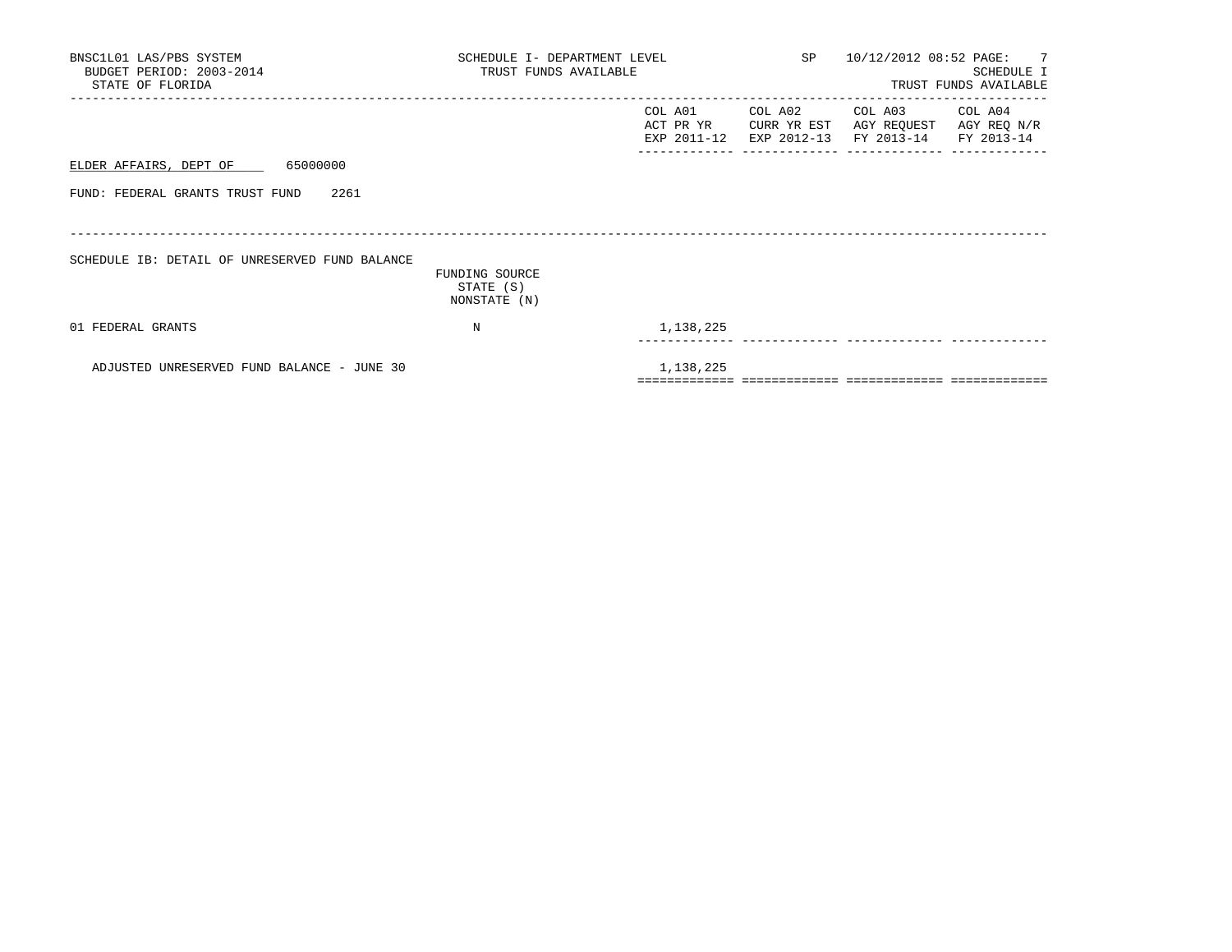BNSC1L01 LAS/PBS SYSTEM
BUDGET PERIOD: 2003-2014
STATE OF FLORIDA

SCHEDULE I- DEPARTMENT LEVEL
TRUST FUNDS AVAILABLE

SP 10/12/2012 08:52

SCHEDULE I
TRUST FUNDS AVAILABLE

ELDER AFFAIRS, DEPT OF 65000000

FUND: FEDERAL GRANTS TRUST FUND 2261

SCHEDULE IB: DETAIL OF UNRESERVED FUND BALANCE

| | FUNDING SOURCE STATE (S) NONSTATE (N) | COL A01 ACT PR YR EXP 2011-12 | COL A02 CURR YR EST EXP 2012-13 | COL A03 AGY REQUEST FY 2013-14 | COL A04 AGY REQ N/R FY 2013-14 |
|---|---|---|---|---|---|
| 01 FEDERAL GRANTS | N | 1,138,225 | | | |
| ADJUSTED UNRESERVED FUND BALANCE - JUNE 30 | | 1,138,225 | | | |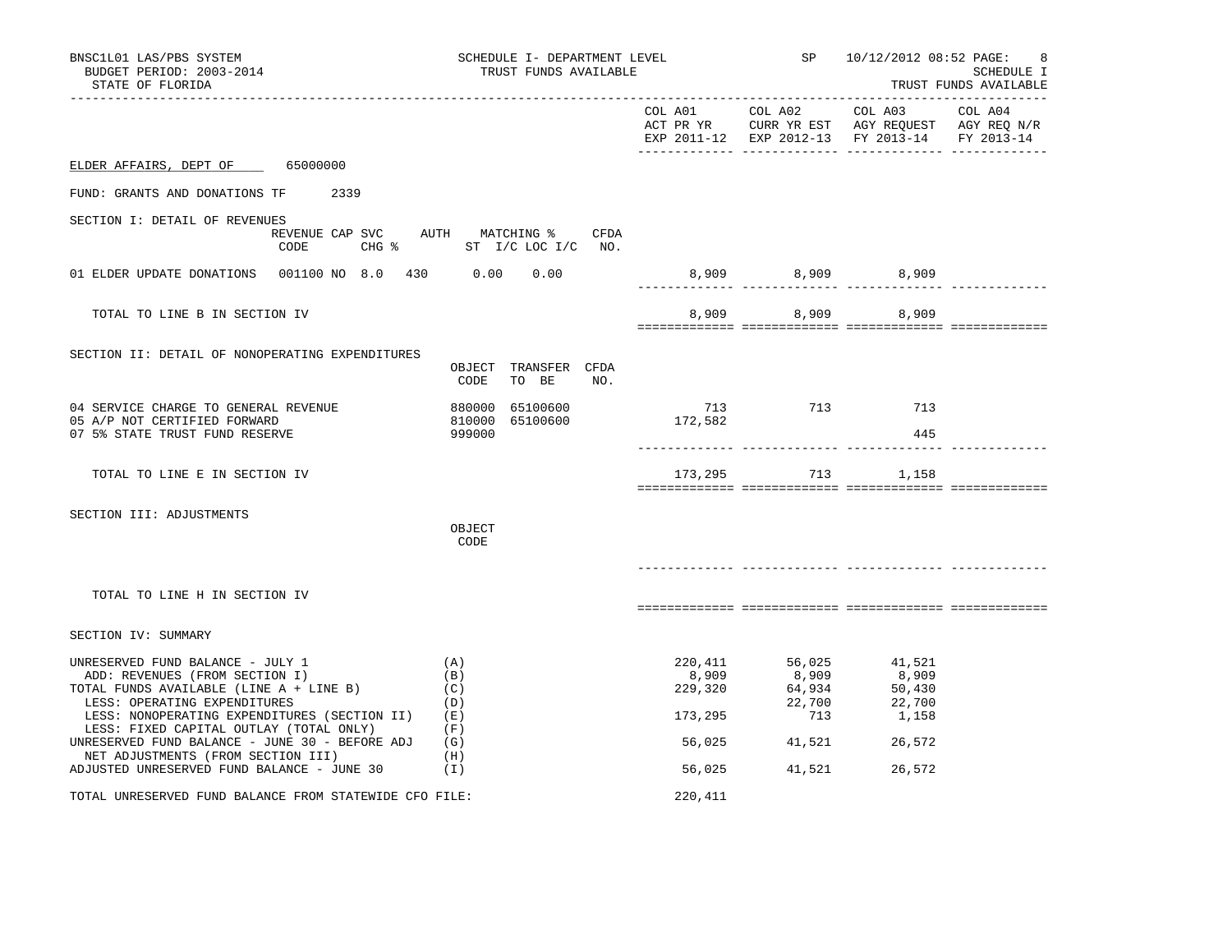BNSC1L01 LAS/PBS SYSTEM
BUDGET PERIOD: 2003-2014
STATE OF FLORIDA

SCHEDULE I- DEPARTMENT LEVEL
TRUST FUNDS AVAILABLE

SP 10/12/2012 08:52 PAGE: 8
SCHEDULE I
TRUST FUNDS AVAILABLE

| | COL A01 ACT PR YR EXP 2011-12 | COL A02 CURR YR EST EXP 2012-13 | COL A03 AGY REQUEST FY 2013-14 | COL A04 AGY REQ N/R FY 2013-14 |
|---|---|---|---|---|

## ELDER AFFAIRS, DEPT OF 65000000

FUND: GRANTS AND DONATIONS TF 2339

### SECTION I: DETAIL OF REVENUES

| | REVENUE CODE | CAP | SVC CHG % | AUTH ST | MATCHING % I/C | LOC I/C | CFDA NO. | COL A01 | COL A02 | COL A03 | COL A04 |
|---|---|---|---|---|---|---|---|---|---|---|---|
| 01 ELDER UPDATE DONATIONS | 001100 | NO | 8.0 | 430 | 0.00 | 0.00 | | 8,909 | 8,909 | 8,909 | |
| TOTAL TO LINE B IN SECTION IV | | | | | | | | 8,909 | 8,909 | 8,909 | |

### SECTION II: DETAIL OF NONOPERATING EXPENDITURES

| | OBJECT CODE | TRANSFER TO BE | CFDA NO. | COL A01 | COL A02 | COL A03 | COL A04 |
|---|---|---|---|---|---|---|---|
| 04 SERVICE CHARGE TO GENERAL REVENUE | 880000 | 65100600 | | 713 | 713 | 713 | |
| 05 A/P NOT CERTIFIED FORWARD | 810000 | 65100600 | | 172,582 | | | |
| 07 5% STATE TRUST FUND RESERVE | 999000 | | | | | 445 | |
| TOTAL TO LINE E IN SECTION IV | | | | 173,295 | 713 | 1,158 | |

### SECTION III: ADJUSTMENTS

| | OBJECT CODE | COL A01 | COL A02 | COL A03 | COL A04 |
|---|---|---|---|---|---|
| TOTAL TO LINE H IN SECTION IV | | | | | |

### SECTION IV: SUMMARY

| | | COL A01 | COL A02 | COL A03 | COL A04 |
|---|---|---|---|---|---|
| UNRESERVED FUND BALANCE - JULY 1 | (A) | 220,411 | 56,025 | 41,521 | |
| ADD: REVENUES (FROM SECTION I) | (B) | 8,909 | 8,909 | 8,909 | |
| TOTAL FUNDS AVAILABLE (LINE A + LINE B) | (C) | 229,320 | 64,934 | 50,430 | |
| LESS: OPERATING EXPENDITURES | (D) | | 22,700 | 22,700 | |
| LESS: NONOPERATING EXPENDITURES (SECTION II) | (E) | 173,295 | 713 | 1,158 | |
| LESS: FIXED CAPITAL OUTLAY (TOTAL ONLY) | (F) | | | | |
| UNRESERVED FUND BALANCE - JUNE 30 - BEFORE ADJ | (G) | 56,025 | 41,521 | 26,572 | |
| NET ADJUSTMENTS (FROM SECTION III) | (H) | | | | |
| ADJUSTED UNRESERVED FUND BALANCE - JUNE 30 | (I) | 56,025 | 41,521 | 26,572 | |

TOTAL UNRESERVED FUND BALANCE FROM STATEWIDE CFO FILE: 220,411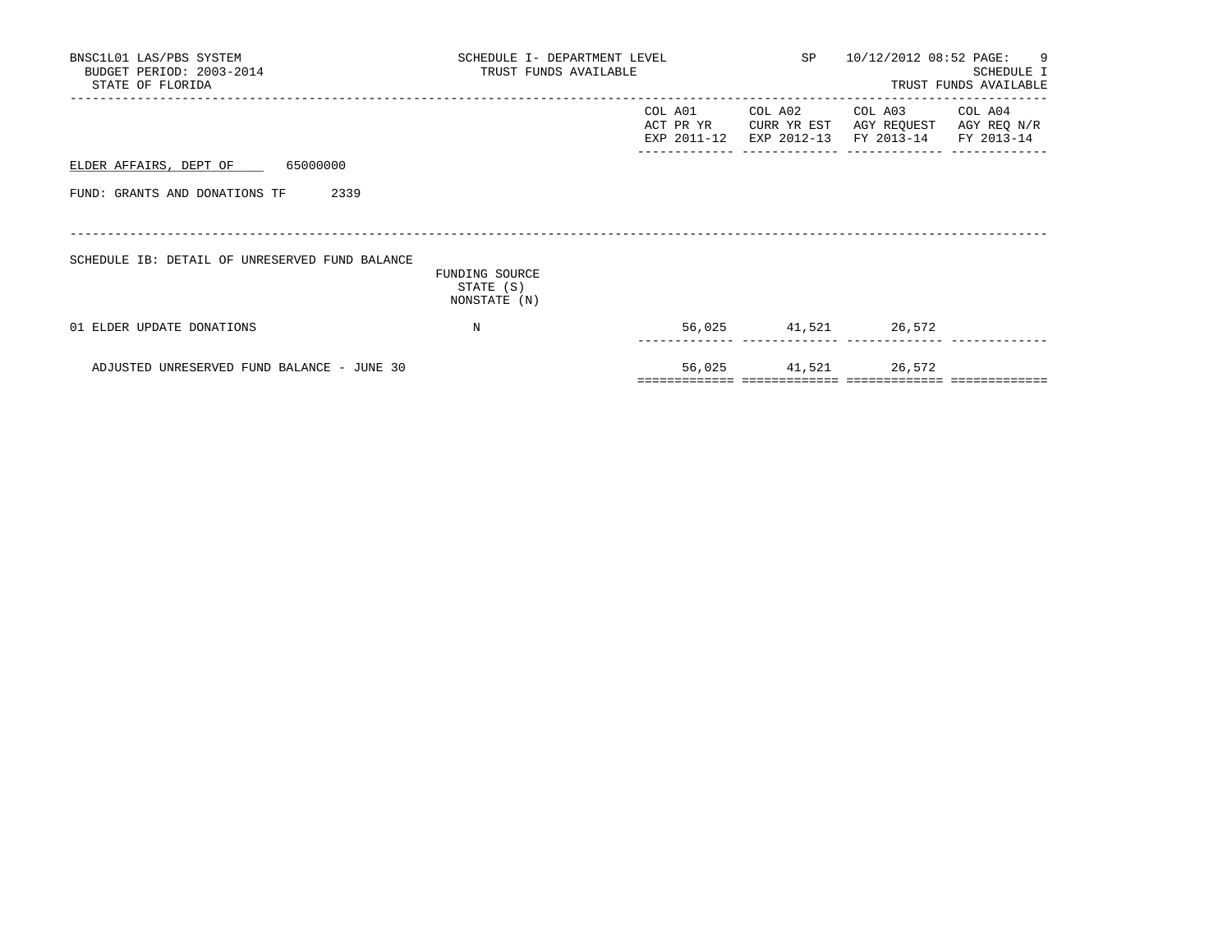BNSC1L01 LAS/PBS SYSTEM
BUDGET PERIOD: 2003-2014
STATE OF FLORIDA

SCHEDULE I- DEPARTMENT LEVEL
TRUST FUNDS AVAILABLE

SP 10/12/2012 08:52 PAGE: 9
SCHEDULE I
TRUST FUNDS AVAILABLE

ELDER AFFAIRS, DEPT OF 65000000

FUND: GRANTS AND DONATIONS TF 2339

SCHEDULE IB: DETAIL OF UNRESERVED FUND BALANCE

| | FUNDING SOURCE STATE (S) NONSTATE (N) | COL A01 ACT PR YR EXP 2011-12 | COL A02 CURR YR EST EXP 2012-13 | COL A03 AGY REQUEST FY 2013-14 | COL A04 AGY REQ N/R FY 2013-14 |
|---|---|---|---|---|---|
| 01 ELDER UPDATE DONATIONS | N | 56,025 | 41,521 | 26,572 | |
| ADJUSTED UNRESERVED FUND BALANCE - JUNE 30 | | 56,025 | 41,521 | 26,572 | |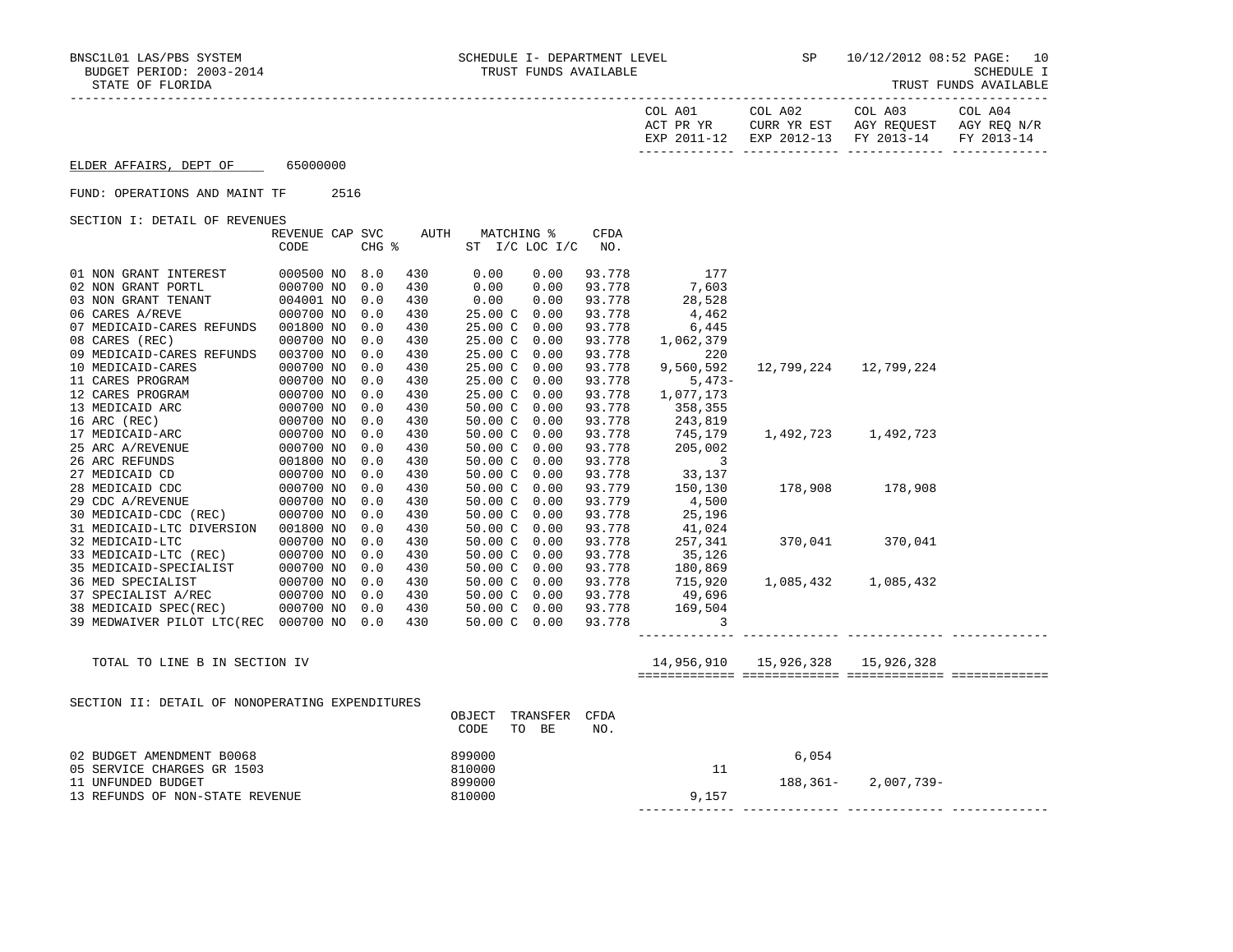BNSC1L01 LAS/PBS SYSTEM — SCHEDULE I- DEPARTMENT LEVEL — SP 10/12/2012 08:52 PAGE: 10

BUDGET PERIOD: 2003-2014 — TRUST FUNDS AVAILABLE — SCHEDULE I

STATE OF FLORIDA — TRUST FUNDS AVAILABLE

ELDER AFFAIRS, DEPT OF 65000000

FUND: OPERATIONS AND MAINT TF 2516

SECTION I: DETAIL OF REVENUES

| | REVENUE CODE | CAP CHG | SVC % | AUTH | MATCHING % ST I/C | LOC I/C | CFDA NO. | COL A01 ACT PR YR EXP 2011-12 | COL A02 CURR YR EST EXP 2012-13 | COL A03 AGY REQUEST FY 2013-14 | COL A04 AGY REQ N/R FY 2013-14 |
|---|---|---|---|---|---|---|---|---|---|---|---|
| 01 NON GRANT INTEREST | 000500 | NO | 8.0 | 430 | 0.00 | 0.00 | 93.778 | 177 | | | |
| 02 NON GRANT PORTL | 000700 | NO | 0.0 | 430 | 0.00 | 0.00 | 93.778 | 7,603 | | | |
| 03 NON GRANT TENANT | 004001 | NO | 0.0 | 430 | 0.00 | 0.00 | 93.778 | 28,528 | | | |
| 06 CARES A/REVE | 000700 | NO | 0.0 | 430 | 25.00 C | 0.00 | 93.778 | 4,462 | | | |
| 07 MEDICAID-CARES REFUNDS | 001800 | NO | 0.0 | 430 | 25.00 C | 0.00 | 93.778 | 6,445 | | | |
| 08 CARES (REC) | 000700 | NO | 0.0 | 430 | 25.00 C | 0.00 | 93.778 | 1,062,379 | | | |
| 09 MEDICAID-CARES REFUNDS | 003700 | NO | 0.0 | 430 | 25.00 C | 0.00 | 93.778 | 220 | | | |
| 10 MEDICAID-CARES | 000700 | NO | 0.0 | 430 | 25.00 C | 0.00 | 93.778 | 9,560,592 | 12,799,224 | 12,799,224 | |
| 11 CARES PROGRAM | 000700 | NO | 0.0 | 430 | 25.00 C | 0.00 | 93.778 | 5,473- | | | |
| 12 CARES PROGRAM | 000700 | NO | 0.0 | 430 | 25.00 C | 0.00 | 93.778 | 1,077,173 | | | |
| 13 MEDICAID ARC | 000700 | NO | 0.0 | 430 | 50.00 C | 0.00 | 93.778 | 358,355 | | | |
| 16 ARC (REC) | 000700 | NO | 0.0 | 430 | 50.00 C | 0.00 | 93.778 | 243,819 | | | |
| 17 MEDICAID-ARC | 000700 | NO | 0.0 | 430 | 50.00 C | 0.00 | 93.778 | 745,179 | 1,492,723 | 1,492,723 | |
| 25 ARC A/REVENUE | 000700 | NO | 0.0 | 430 | 50.00 C | 0.00 | 93.778 | 205,002 | | | |
| 26 ARC REFUNDS | 001800 | NO | 0.0 | 430 | 50.00 C | 0.00 | 93.778 | 3 | | | |
| 27 MEDICAID CD | 000700 | NO | 0.0 | 430 | 50.00 C | 0.00 | 93.778 | 33,137 | | | |
| 28 MEDICAID CDC | 000700 | NO | 0.0 | 430 | 50.00 C | 0.00 | 93.779 | 150,130 | 178,908 | 178,908 | |
| 29 CDC A/REVENUE | 000700 | NO | 0.0 | 430 | 50.00 C | 0.00 | 93.779 | 4,500 | | | |
| 30 MEDICAID-CDC (REC) | 000700 | NO | 0.0 | 430 | 50.00 C | 0.00 | 93.778 | 25,196 | | | |
| 31 MEDICAID-LTC DIVERSION | 001800 | NO | 0.0 | 430 | 50.00 C | 0.00 | 93.778 | 41,024 | | | |
| 32 MEDICAID-LTC | 000700 | NO | 0.0 | 430 | 50.00 C | 0.00 | 93.778 | 257,341 | 370,041 | 370,041 | |
| 33 MEDICAID-LTC (REC) | 000700 | NO | 0.0 | 430 | 50.00 C | 0.00 | 93.778 | 35,126 | | | |
| 35 MEDICAID-SPECIALIST | 000700 | NO | 0.0 | 430 | 50.00 C | 0.00 | 93.778 | 180,869 | | | |
| 36 MED SPECIALIST | 000700 | NO | 0.0 | 430 | 50.00 C | 0.00 | 93.778 | 715,920 | 1,085,432 | 1,085,432 | |
| 37 SPECIALIST A/REC | 000700 | NO | 0.0 | 430 | 50.00 C | 0.00 | 93.778 | 49,696 | | | |
| 38 MEDICAID SPEC(REC) | 000700 | NO | 0.0 | 430 | 50.00 C | 0.00 | 93.778 | 169,504 | | | |
| 39 MEDWAIVER PILOT LTC(REC | 000700 | NO | 0.0 | 430 | 50.00 C | 0.00 | 93.778 | 3 | | | |
| TOTAL TO LINE B IN SECTION IV | | | | | | | | 14,956,910 | 15,926,328 | 15,926,328 | |

SECTION II: DETAIL OF NONOPERATING EXPENDITURES

| | OBJECT CODE | TRANSFER TO BE | CFDA NO. | COL A01 | COL A02 | COL A03 | COL A04 |
|---|---|---|---|---|---|---|---|
| 02 BUDGET AMENDMENT B0068 | 899000 | | | | 6,054 | | |
| 05 SERVICE CHARGES GR 1503 | 810000 | | | 11 | | | |
| 11 UNFUNDED BUDGET | 899000 | | | | 188,361- | 2,007,739- | |
| 13 REFUNDS OF NON-STATE REVENUE | 810000 | | | 9,157 | | | |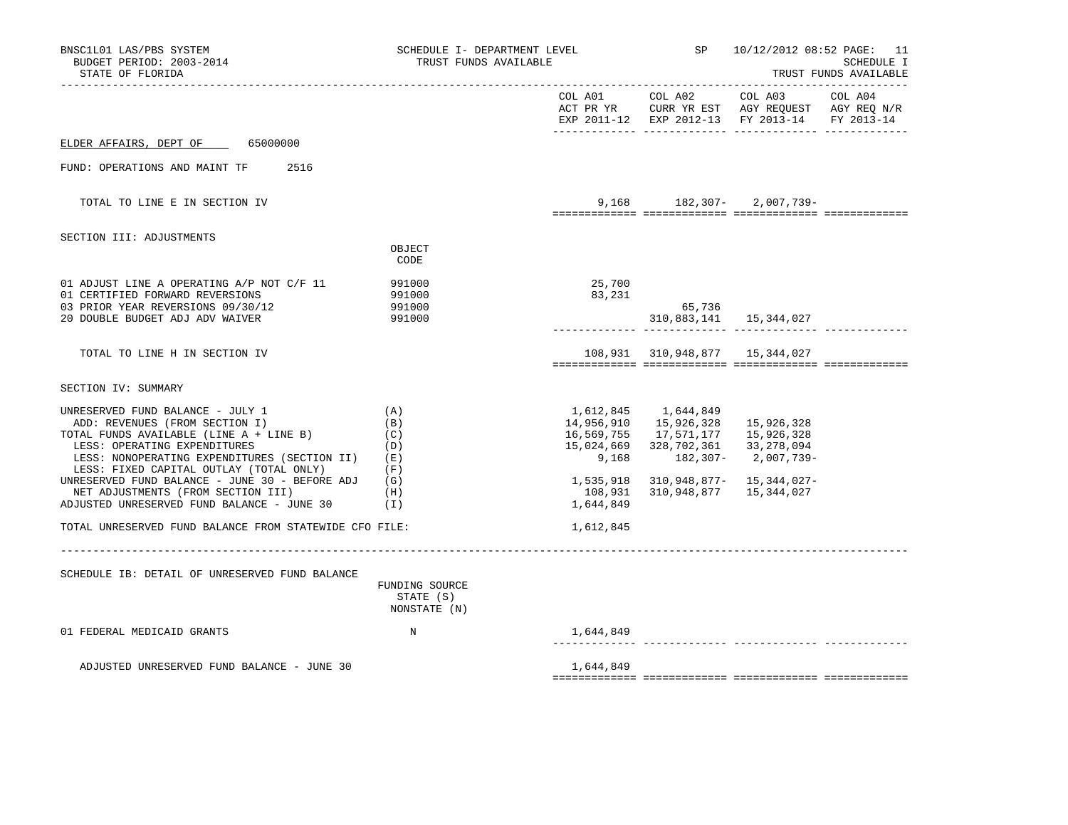BNSC1L01 LAS/PBS SYSTEM — SCHEDULE I- DEPARTMENT LEVEL — TRUST FUNDS AVAILABLE — SP 10/12/2012 08:52
BUDGET PERIOD: 2003-2014 — SCHEDULE I
STATE OF FLORIDA — TRUST FUNDS AVAILABLE

ELDER AFFAIRS, DEPT OF 65000000

FUND: OPERATIONS AND MAINT TF 2516

| | | COL A01 ACT PR YR EXP 2011-12 | COL A02 CURR YR EST EXP 2012-13 | COL A03 AGY REQUEST FY 2013-14 | COL A04 AGY REQ N/R FY 2013-14 |
|---|---|---|---|---|---|
| TOTAL TO LINE E IN SECTION IV | | 9,168 | 182,307- | 2,007,739- | |

## SECTION III: ADJUSTMENTS

| | OBJECT CODE | COL A01 | COL A02 | COL A03 | COL A04 |
|---|---|---|---|---|---|
| 01 ADJUST LINE A OPERATING A/P NOT C/F 11 | 991000 | 25,700 | | | |
| 01 CERTIFIED FORWARD REVERSIONS | 991000 | 83,231 | | | |
| 03 PRIOR YEAR REVERSIONS 09/30/12 | 991000 | | 65,736 | | |
| 20 DOUBLE BUDGET ADJ ADV WAIVER | 991000 | | 310,883,141 | 15,344,027 | |
| TOTAL TO LINE H IN SECTION IV | | 108,931 | 310,948,877 | 15,344,027 | |

## SECTION IV: SUMMARY

| | | COL A01 | COL A02 | COL A03 | COL A04 |
|---|---|---|---|---|---|
| UNRESERVED FUND BALANCE - JULY 1 | (A) | 1,612,845 | 1,644,849 | | |
| ADD: REVENUES (FROM SECTION I) | (B) | 14,956,910 | 15,926,328 | 15,926,328 | |
| TOTAL FUNDS AVAILABLE (LINE A + LINE B) | (C) | 16,569,755 | 17,571,177 | 15,926,328 | |
| LESS: OPERATING EXPENDITURES | (D) | 15,024,669 | 328,702,361 | 33,278,094 | |
| LESS: NONOPERATING EXPENDITURES (SECTION II) | (E) | 9,168 | 182,307- | 2,007,739- | |
| LESS: FIXED CAPITAL OUTLAY (TOTAL ONLY) | (F) | | | | |
| UNRESERVED FUND BALANCE - JUNE 30 - BEFORE ADJ | (G) | 1,535,918 | 310,948,877- | 15,344,027- | |
| NET ADJUSTMENTS (FROM SECTION III) | (H) | 108,931 | 310,948,877 | 15,344,027 | |
| ADJUSTED UNRESERVED FUND BALANCE - JUNE 30 | (I) | 1,644,849 | | | |
| TOTAL UNRESERVED FUND BALANCE FROM STATEWIDE CFO FILE: | | 1,612,845 | | | |

## SCHEDULE IB: DETAIL OF UNRESERVED FUND BALANCE

| | FUNDING SOURCE STATE (S) NONSTATE (N) | COL A01 | COL A02 | COL A03 | COL A04 |
|---|---|---|---|---|---|
| 01 FEDERAL MEDICAID GRANTS | N | 1,644,849 | | | |
| ADJUSTED UNRESERVED FUND BALANCE - JUNE 30 | | 1,644,849 | | | |